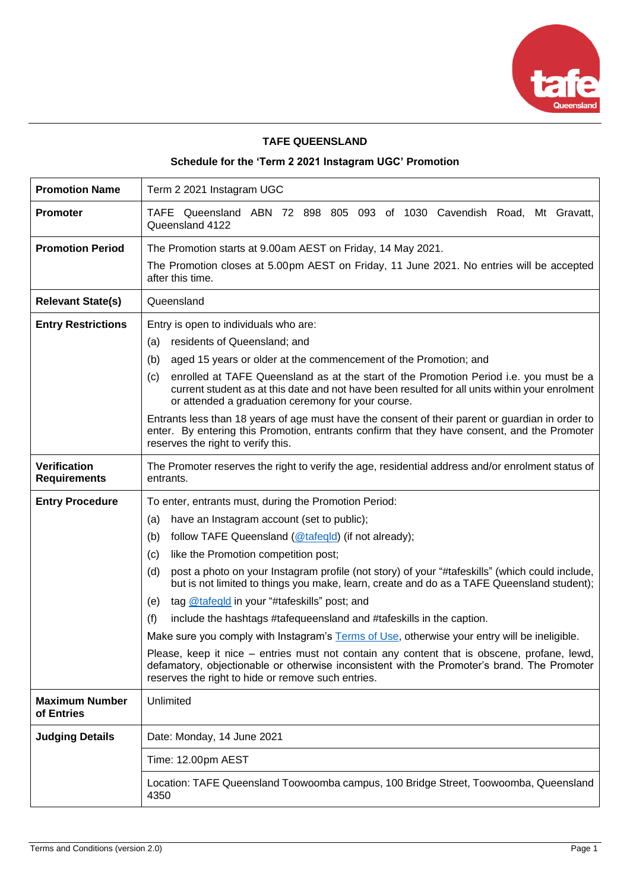**TAFE QUEENSLAND**

**Schedule for the 'Term 2 2021 Instagram UGC' Promotion**

| **Promotion Name** | Term 2 2021 Instagram UGC |
|---|---|
| **Promoter** | TAFE Queensland ABN 72 898 805 093 of 1030 Cavendish Road, Mt Gravatt, Queensland 4122 |
| **Promotion Period** | The Promotion starts at 9.00am AEST on Friday, 14 May 2021.<br>The Promotion closes at 5.00pm AEST on Friday, 11 June 2021. No entries will be accepted after this time. |
| **Relevant State(s)** | Queensland |
| **Entry Restrictions** | Entry is open to individuals who are:<br>(a) residents of Queensland; and<br>(b) aged 15 years or older at the commencement of the Promotion; and<br>(c) enrolled at TAFE Queensland as at the start of the Promotion Period i.e. you must be a current student as at this date and not have been resulted for all units within your enrolment or attended a graduation ceremony for your course.<br>Entrants less than 18 years of age must have the consent of their parent or guardian in order to enter. By entering this Promotion, entrants confirm that they have consent, and the Promoter reserves the right to verify this. |
| **Verification Requirements** | The Promoter reserves the right to verify the age, residential address and/or enrolment status of entrants. |
| **Entry Procedure** | To enter, entrants must, during the Promotion Period:<br>(a) have an Instagram account (set to public);<br>(b) follow TAFE Queensland (@tafeqld) (if not already);<br>(c) like the Promotion competition post;<br>(d) post a photo on your Instagram profile (not story) of your "#tafeskills" (which could include, but is not limited to things you make, learn, create and do as a TAFE Queensland student);<br>(e) tag @tafeqld in your "#tafeskills" post; and<br>(f) include the hashtags #tafequeensland and #tafeskills in the caption.<br>Make sure you comply with Instagram's Terms of Use, otherwise your entry will be ineligible.<br>Please, keep it nice – entries must not contain any content that is obscene, profane, lewd, defamatory, objectionable or otherwise inconsistent with the Promoter's brand. The Promoter reserves the right to hide or remove such entries. |
| **Maximum Number of Entries** | Unlimited |
| **Judging Details** | Date: Monday, 14 June 2021 |
| | Time: 12.00pm AEST |
| | Location: TAFE Queensland Toowoomba campus, 100 Bridge Street, Toowoomba, Queensland 4350 |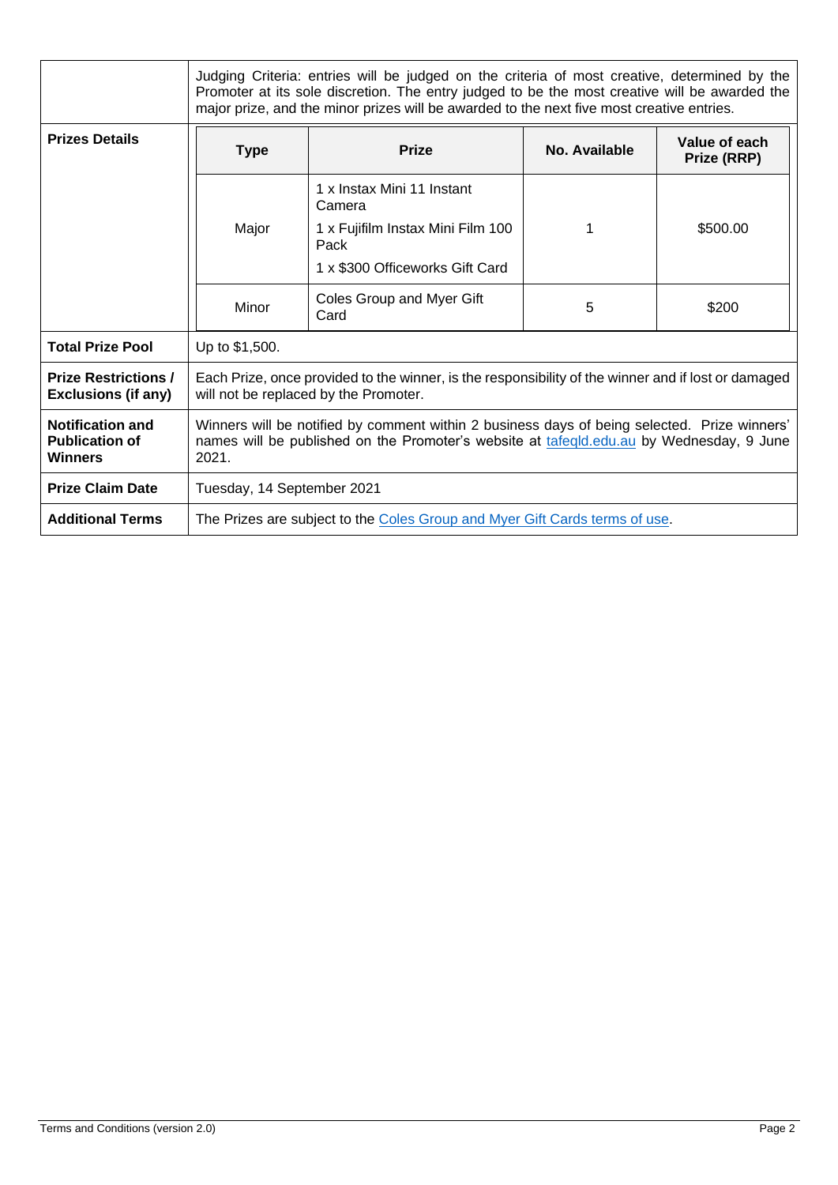| | |
|---|---|
| | Judging Criteria: entries will be judged on the criteria of most creative, determined by the Promoter at its sole discretion. The entry judged to be the most creative will be awarded the major prize, and the minor prizes will be awarded to the next five most creative entries. |
| **Prizes Details** | **Type** / **Prize** / **No. Available** / **Value of each Prize (RRP)**<br>Major / 1 x Instax Mini 11 Instant Camera; 1 x Fujifilm Instax Mini Film 100 Pack; 1 x $300 Officeworks Gift Card / 1 / $500.00<br>Minor / Coles Group and Myer Gift Card / 5 / $200 |
| **Total Prize Pool** | Up to $1,500. |
| **Prize Restrictions / Exclusions (if any)** | Each Prize, once provided to the winner, is the responsibility of the winner and if lost or damaged will not be replaced by the Promoter. |
| **Notification and Publication of Winners** | Winners will be notified by comment within 2 business days of being selected. Prize winners' names will be published on the Promoter's website at [tafeqld.edu.au](tafeqld.edu.au) by Wednesday, 9 June 2021. |
| **Prize Claim Date** | Tuesday, 14 September 2021 |
| **Additional Terms** | The Prizes are subject to the [Coles Group and Myer Gift Cards terms of use](). |

**Prizes Details**

| Type | Prize | No. Available | Value of each Prize (RRP) |
|---|---|---|---|
| Major | 1 x Instax Mini 11 Instant Camera<br>1 x Fujifilm Instax Mini Film 100 Pack<br>1 x $300 Officeworks Gift Card | 1 | $500.00 |
| Minor | Coles Group and Myer Gift Card | 5 | $200 |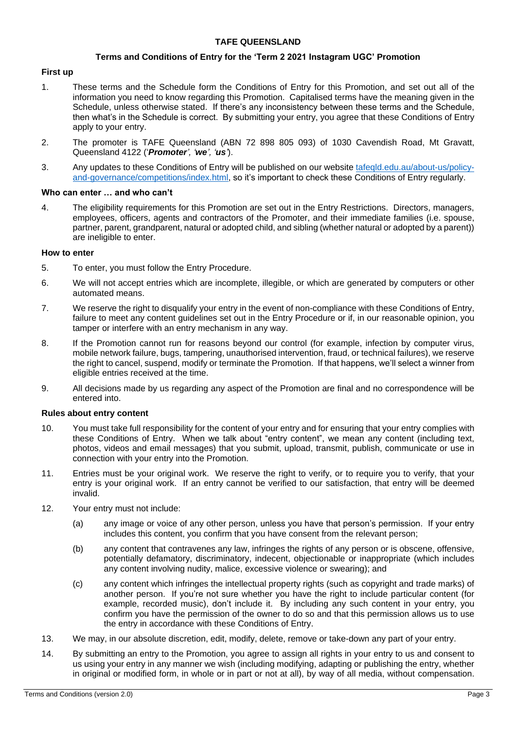**TAFE QUEENSLAND**

**Terms and Conditions of Entry for the 'Term 2 2021 Instagram UGC' Promotion**

**First up**

1. These terms and the Schedule form the Conditions of Entry for this Promotion, and set out all of the information you need to know regarding this Promotion. Capitalised terms have the meaning given in the Schedule, unless otherwise stated. If there's any inconsistency between these terms and the Schedule, then what's in the Schedule is correct. By submitting your entry, you agree that these Conditions of Entry apply to your entry.

2. The promoter is TAFE Queensland (ABN 72 898 805 093) of 1030 Cavendish Road, Mt Gravatt, Queensland 4122 ('***Promoter***', '***we***', '***us***').

3. Any updates to these Conditions of Entry will be published on our website [tafeqld.edu.au/about-us/policy-and-governance/competitions/index.html](tafeqld.edu.au/about-us/policy-and-governance/competitions/index.html), so it's important to check these Conditions of Entry regularly.

**Who can enter … and who can't**

4. The eligibility requirements for this Promotion are set out in the Entry Restrictions. Directors, managers, employees, officers, agents and contractors of the Promoter, and their immediate families (i.e. spouse, partner, parent, grandparent, natural or adopted child, and sibling (whether natural or adopted by a parent)) are ineligible to enter.

**How to enter**

5. To enter, you must follow the Entry Procedure.

6. We will not accept entries which are incomplete, illegible, or which are generated by computers or other automated means.

7. We reserve the right to disqualify your entry in the event of non-compliance with these Conditions of Entry, failure to meet any content guidelines set out in the Entry Procedure or if, in our reasonable opinion, you tamper or interfere with an entry mechanism in any way.

8. If the Promotion cannot run for reasons beyond our control (for example, infection by computer virus, mobile network failure, bugs, tampering, unauthorised intervention, fraud, or technical failures), we reserve the right to cancel, suspend, modify or terminate the Promotion. If that happens, we'll select a winner from eligible entries received at the time.

9. All decisions made by us regarding any aspect of the Promotion are final and no correspondence will be entered into.

**Rules about entry content**

10. You must take full responsibility for the content of your entry and for ensuring that your entry complies with these Conditions of Entry. When we talk about "entry content", we mean any content (including text, photos, videos and email messages) that you submit, upload, transmit, publish, communicate or use in connection with your entry into the Promotion.

11. Entries must be your original work. We reserve the right to verify, or to require you to verify, that your entry is your original work. If an entry cannot be verified to our satisfaction, that entry will be deemed invalid.

12. Your entry must not include:

    (a) any image or voice of any other person, unless you have that person's permission. If your entry includes this content, you confirm that you have consent from the relevant person;

    (b) any content that contravenes any law, infringes the rights of any person or is obscene, offensive, potentially defamatory, discriminatory, indecent, objectionable or inappropriate (which includes any content involving nudity, malice, excessive violence or swearing); and

    (c) any content which infringes the intellectual property rights (such as copyright and trade marks) of another person. If you're not sure whether you have the right to include particular content (for example, recorded music), don't include it. By including any such content in your entry, you confirm you have the permission of the owner to do so and that this permission allows us to use the entry in accordance with these Conditions of Entry.

13. We may, in our absolute discretion, edit, modify, delete, remove or take-down any part of your entry.

14. By submitting an entry to the Promotion, you agree to assign all rights in your entry to us and consent to us using your entry in any manner we wish (including modifying, adapting or publishing the entry, whether in original or modified form, in whole or in part or not at all), by way of all media, without compensation.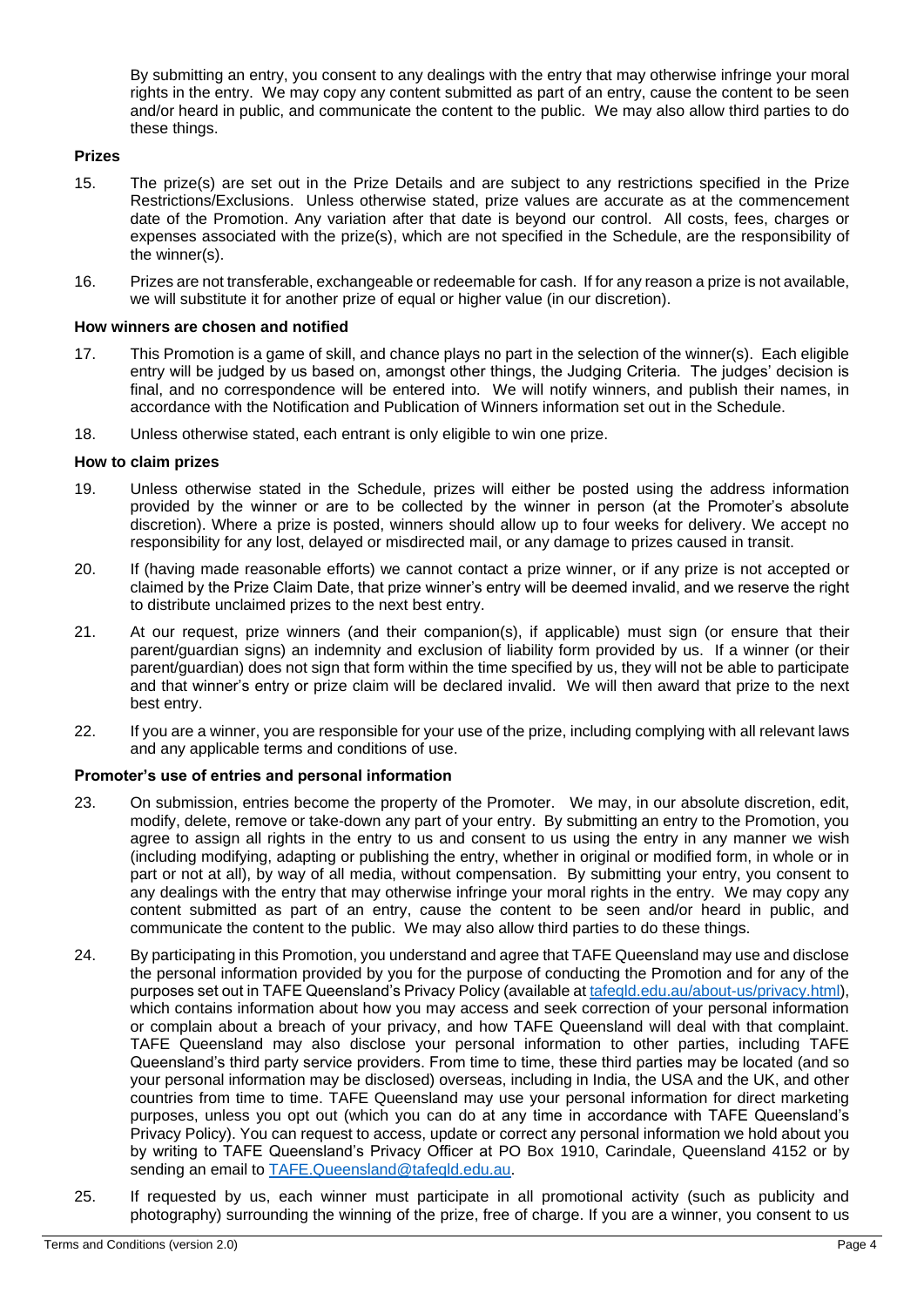By submitting an entry, you consent to any dealings with the entry that may otherwise infringe your moral rights in the entry. We may copy any content submitted as part of an entry, cause the content to be seen and/or heard in public, and communicate the content to the public. We may also allow third parties to do these things.

**Prizes**

15. The prize(s) are set out in the Prize Details and are subject to any restrictions specified in the Prize Restrictions/Exclusions. Unless otherwise stated, prize values are accurate as at the commencement date of the Promotion. Any variation after that date is beyond our control. All costs, fees, charges or expenses associated with the prize(s), which are not specified in the Schedule, are the responsibility of the winner(s).

16. Prizes are not transferable, exchangeable or redeemable for cash. If for any reason a prize is not available, we will substitute it for another prize of equal or higher value (in our discretion).

**How winners are chosen and notified**

17. This Promotion is a game of skill, and chance plays no part in the selection of the winner(s). Each eligible entry will be judged by us based on, amongst other things, the Judging Criteria. The judges' decision is final, and no correspondence will be entered into. We will notify winners, and publish their names, in accordance with the Notification and Publication of Winners information set out in the Schedule.

18. Unless otherwise stated, each entrant is only eligible to win one prize.

**How to claim prizes**

19. Unless otherwise stated in the Schedule, prizes will either be posted using the address information provided by the winner or are to be collected by the winner in person (at the Promoter's absolute discretion). Where a prize is posted, winners should allow up to four weeks for delivery. We accept no responsibility for any lost, delayed or misdirected mail, or any damage to prizes caused in transit.

20. If (having made reasonable efforts) we cannot contact a prize winner, or if any prize is not accepted or claimed by the Prize Claim Date, that prize winner's entry will be deemed invalid, and we reserve the right to distribute unclaimed prizes to the next best entry.

21. At our request, prize winners (and their companion(s), if applicable) must sign (or ensure that their parent/guardian signs) an indemnity and exclusion of liability form provided by us. If a winner (or their parent/guardian) does not sign that form within the time specified by us, they will not be able to participate and that winner's entry or prize claim will be declared invalid. We will then award that prize to the next best entry.

22. If you are a winner, you are responsible for your use of the prize, including complying with all relevant laws and any applicable terms and conditions of use.

**Promoter's use of entries and personal information**

23. On submission, entries become the property of the Promoter. We may, in our absolute discretion, edit, modify, delete, remove or take-down any part of your entry. By submitting an entry to the Promotion, you agree to assign all rights in the entry to us and consent to us using the entry in any manner we wish (including modifying, adapting or publishing the entry, whether in original or modified form, in whole or in part or not at all), by way of all media, without compensation. By submitting your entry, you consent to any dealings with the entry that may otherwise infringe your moral rights in the entry. We may copy any content submitted as part of an entry, cause the content to be seen and/or heard in public, and communicate the content to the public. We may also allow third parties to do these things.

24. By participating in this Promotion, you understand and agree that TAFE Queensland may use and disclose the personal information provided by you for the purpose of conducting the Promotion and for any of the purposes set out in TAFE Queensland's Privacy Policy (available at [tafeqld.edu.au/about-us/privacy.html](tafeqld.edu.au/about-us/privacy.html)), which contains information about how you may access and seek correction of your personal information or complain about a breach of your privacy, and how TAFE Queensland will deal with that complaint. TAFE Queensland may also disclose your personal information to other parties, including TAFE Queensland's third party service providers. From time to time, these third parties may be located (and so your personal information may be disclosed) overseas, including in India, the USA and the UK, and other countries from time to time. TAFE Queensland may use your personal information for direct marketing purposes, unless you opt out (which you can do at any time in accordance with TAFE Queensland's Privacy Policy). You can request to access, update or correct any personal information we hold about you by writing to TAFE Queensland's Privacy Officer at PO Box 1910, Carindale, Queensland 4152 or by sending an email to [TAFE.Queensland@tafeqld.edu.au](mailto:TAFE.Queensland@tafeqld.edu.au).

25. If requested by us, each winner must participate in all promotional activity (such as publicity and photography) surrounding the winning of the prize, free of charge. If you are a winner, you consent to us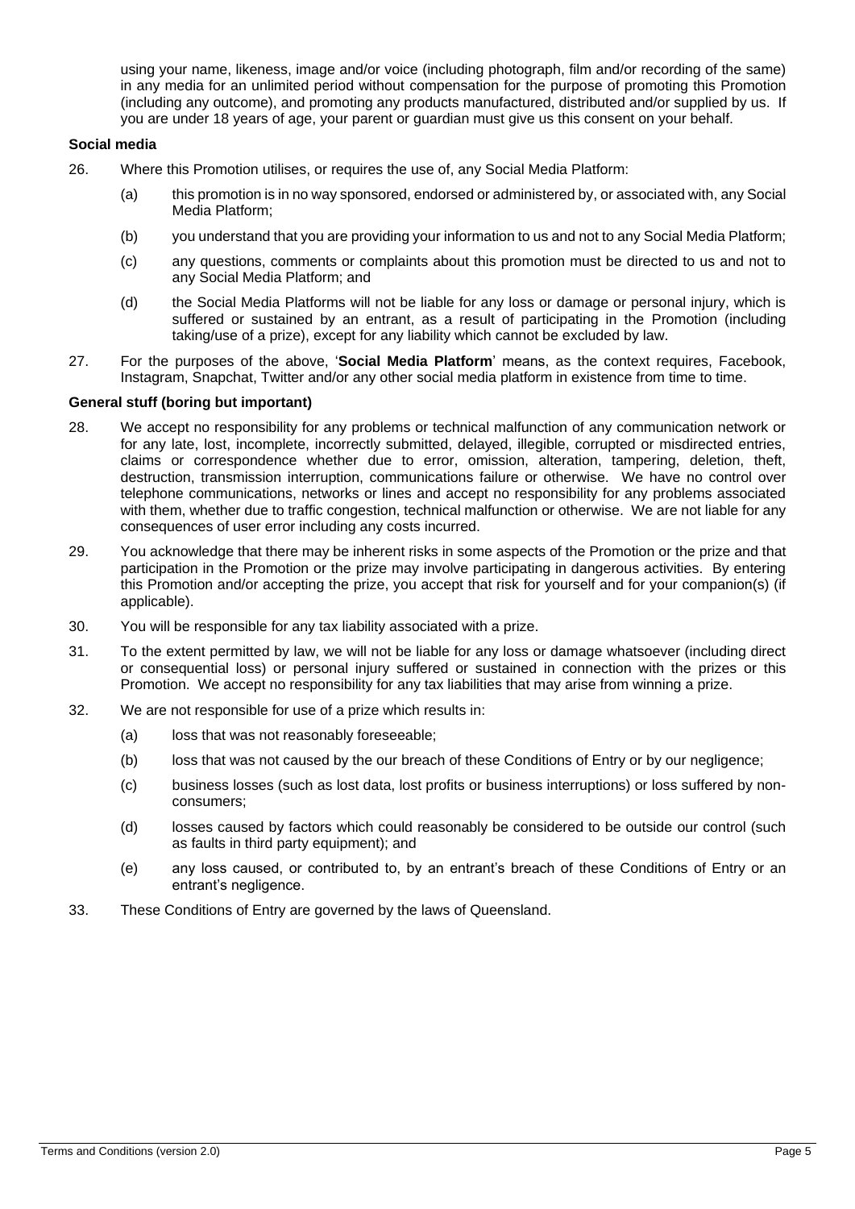using your name, likeness, image and/or voice (including photograph, film and/or recording of the same) in any media for an unlimited period without compensation for the purpose of promoting this Promotion (including any outcome), and promoting any products manufactured, distributed and/or supplied by us. If you are under 18 years of age, your parent or guardian must give us this consent on your behalf.

**Social media**

26. Where this Promotion utilises, or requires the use of, any Social Media Platform:

    (a) this promotion is in no way sponsored, endorsed or administered by, or associated with, any Social Media Platform;

    (b) you understand that you are providing your information to us and not to any Social Media Platform;

    (c) any questions, comments or complaints about this promotion must be directed to us and not to any Social Media Platform; and

    (d) the Social Media Platforms will not be liable for any loss or damage or personal injury, which is suffered or sustained by an entrant, as a result of participating in the Promotion (including taking/use of a prize), except for any liability which cannot be excluded by law.

27. For the purposes of the above, '**Social Media Platform**' means, as the context requires, Facebook, Instagram, Snapchat, Twitter and/or any other social media platform in existence from time to time.

**General stuff (boring but important)**

28. We accept no responsibility for any problems or technical malfunction of any communication network or for any late, lost, incomplete, incorrectly submitted, delayed, illegible, corrupted or misdirected entries, claims or correspondence whether due to error, omission, alteration, tampering, deletion, theft, destruction, transmission interruption, communications failure or otherwise. We have no control over telephone communications, networks or lines and accept no responsibility for any problems associated with them, whether due to traffic congestion, technical malfunction or otherwise. We are not liable for any consequences of user error including any costs incurred.

29. You acknowledge that there may be inherent risks in some aspects of the Promotion or the prize and that participation in the Promotion or the prize may involve participating in dangerous activities. By entering this Promotion and/or accepting the prize, you accept that risk for yourself and for your companion(s) (if applicable).

30. You will be responsible for any tax liability associated with a prize.

31. To the extent permitted by law, we will not be liable for any loss or damage whatsoever (including direct or consequential loss) or personal injury suffered or sustained in connection with the prizes or this Promotion. We accept no responsibility for any tax liabilities that may arise from winning a prize.

32. We are not responsible for use of a prize which results in:

    (a) loss that was not reasonably foreseeable;

    (b) loss that was not caused by the our breach of these Conditions of Entry or by our negligence;

    (c) business losses (such as lost data, lost profits or business interruptions) or loss suffered by non-consumers;

    (d) losses caused by factors which could reasonably be considered to be outside our control (such as faults in third party equipment); and

    (e) any loss caused, or contributed to, by an entrant's breach of these Conditions of Entry or an entrant's negligence.

33. These Conditions of Entry are governed by the laws of Queensland.